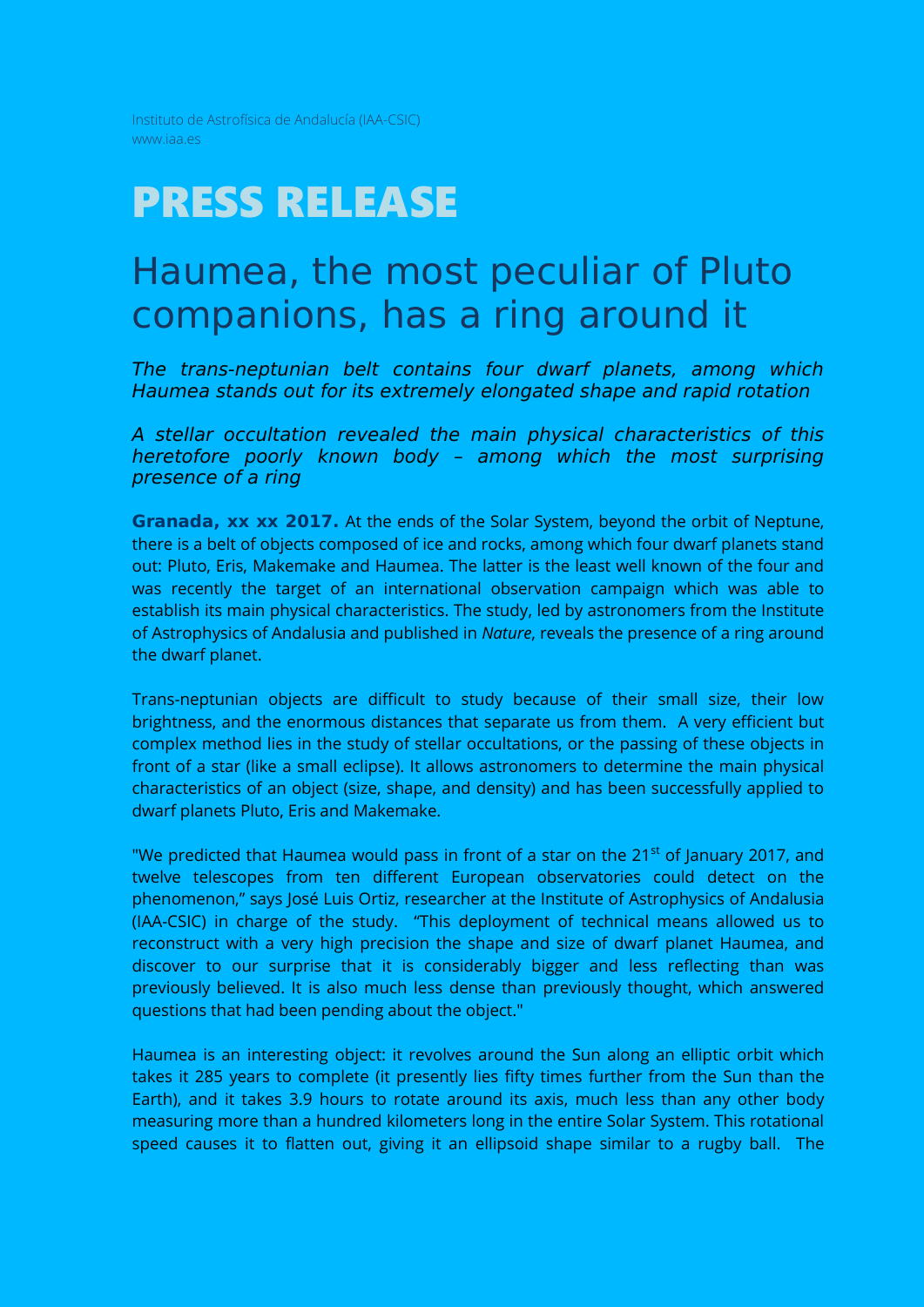Instituto de Astrofísica de Andalucía (IAA-CSIC)
www.iaa.es

# PRESS RELEASE

## Haumea, the most peculiar of Pluto companions, has a ring around it

*The trans-neptunian belt contains four dwarf planets, among which Haumea stands out for its extremely elongated shape and rapid rotation*

*A stellar occultation revealed the main physical characteristics of this heretofore poorly known body – among which the most surprising presence of a ring*

**Granada, xx xx 2017.** At the ends of the Solar System, beyond the orbit of Neptune, there is a belt of objects composed of ice and rocks, among which four dwarf planets stand out: Pluto, Eris, Makemake and Haumea. The latter is the least well known of the four and was recently the target of an international observation campaign which was able to establish its main physical characteristics. The study, led by astronomers from the Institute of Astrophysics of Andalusia and published in *Nature*, reveals the presence of a ring around the dwarf planet.

Trans-neptunian objects are difficult to study because of their small size, their low brightness, and the enormous distances that separate us from them. A very efficient but complex method lies in the study of stellar occultations, or the passing of these objects in front of a star (like a small eclipse). It allows astronomers to determine the main physical characteristics of an object (size, shape, and density) and has been successfully applied to dwarf planets Pluto, Eris and Makemake.

"We predicted that Haumea would pass in front of a star on the 21st of January 2017, and twelve telescopes from ten different European observatories could detect on the phenomenon," says José Luis Ortiz, researcher at the Institute of Astrophysics of Andalusia (IAA-CSIC) in charge of the study. "This deployment of technical means allowed us to reconstruct with a very high precision the shape and size of dwarf planet Haumea, and discover to our surprise that it is considerably bigger and less reflecting than was previously believed. It is also much less dense than previously thought, which answered questions that had been pending about the object."

Haumea is an interesting object: it revolves around the Sun along an elliptic orbit which takes it 285 years to complete (it presently lies fifty times further from the Sun than the Earth), and it takes 3.9 hours to rotate around its axis, much less than any other body measuring more than a hundred kilometers long in the entire Solar System. This rotational speed causes it to flatten out, giving it an ellipsoid shape similar to a rugby ball. The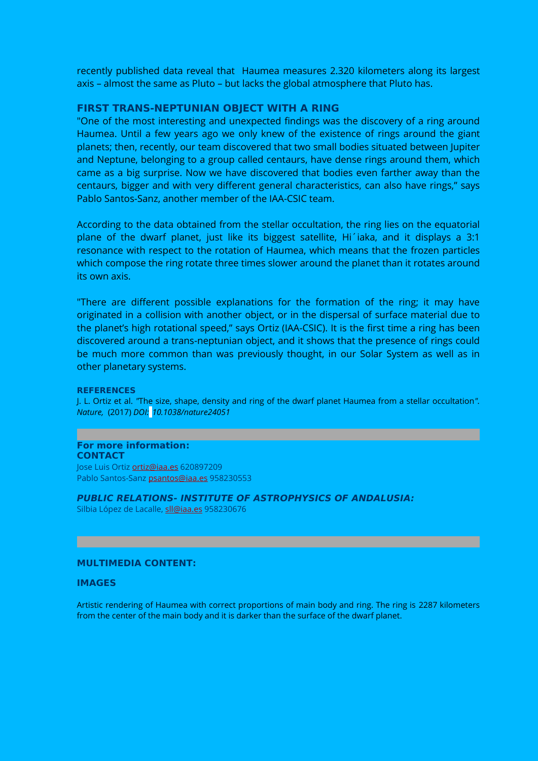recently published data reveal that Haumea measures 2.320 kilometers along its largest axis – almost the same as Pluto – but lacks the global atmosphere that Pluto has.

## FIRST TRANS-NEPTUNIAN OBJECT WITH A RING

"One of the most interesting and unexpected findings was the discovery of a ring around Haumea. Until a few years ago we only knew of the existence of rings around the giant planets; then, recently, our team discovered that two small bodies situated between Jupiter and Neptune, belonging to a group called centaurs, have dense rings around them, which came as a big surprise. Now we have discovered that bodies even farther away than the centaurs, bigger and with very different general characteristics, can also have rings," says Pablo Santos-Sanz, another member of the IAA-CSIC team.

According to the data obtained from the stellar occultation, the ring lies on the equatorial plane of the dwarf planet, just like its biggest satellite, Hi´iaka, and it displays a 3:1 resonance with respect to the rotation of Haumea, which means that the frozen particles which compose the ring rotate three times slower around the planet than it rotates around its own axis.

"There are different possible explanations for the formation of the ring; it may have originated in a collision with another object, or in the dispersal of surface material due to the planet's high rotational speed," says Ortiz (IAA-CSIC). It is the first time a ring has been discovered around a trans-neptunian object, and it shows that the presence of rings could be much more common than was previously thought, in our Solar System as well as in other planetary systems.

### REFERENCES

J. L. Ortiz et al. "The size, shape, density and ring of the dwarf planet Haumea from a stellar occultation". *Nature,* (2017) *DOI: 10.1038/nature24051*

---

**For more information:**
**CONTACT**

Jose Luis Ortiz ortiz@iaa.es 620897209
Pablo Santos-Sanz psantos@iaa.es 958230553

***PUBLIC RELATIONS- INSTITUTE OF ASTROPHYSICS OF ANDALUSIA:***

Silbia López de Lacalle, sll@iaa.es 958230676

---

### MULTIMEDIA CONTENT:

### IMAGES

Artistic rendering of Haumea with correct proportions of main body and ring. The ring is 2287 kilometers from the center of the main body and it is darker than the surface of the dwarf planet.